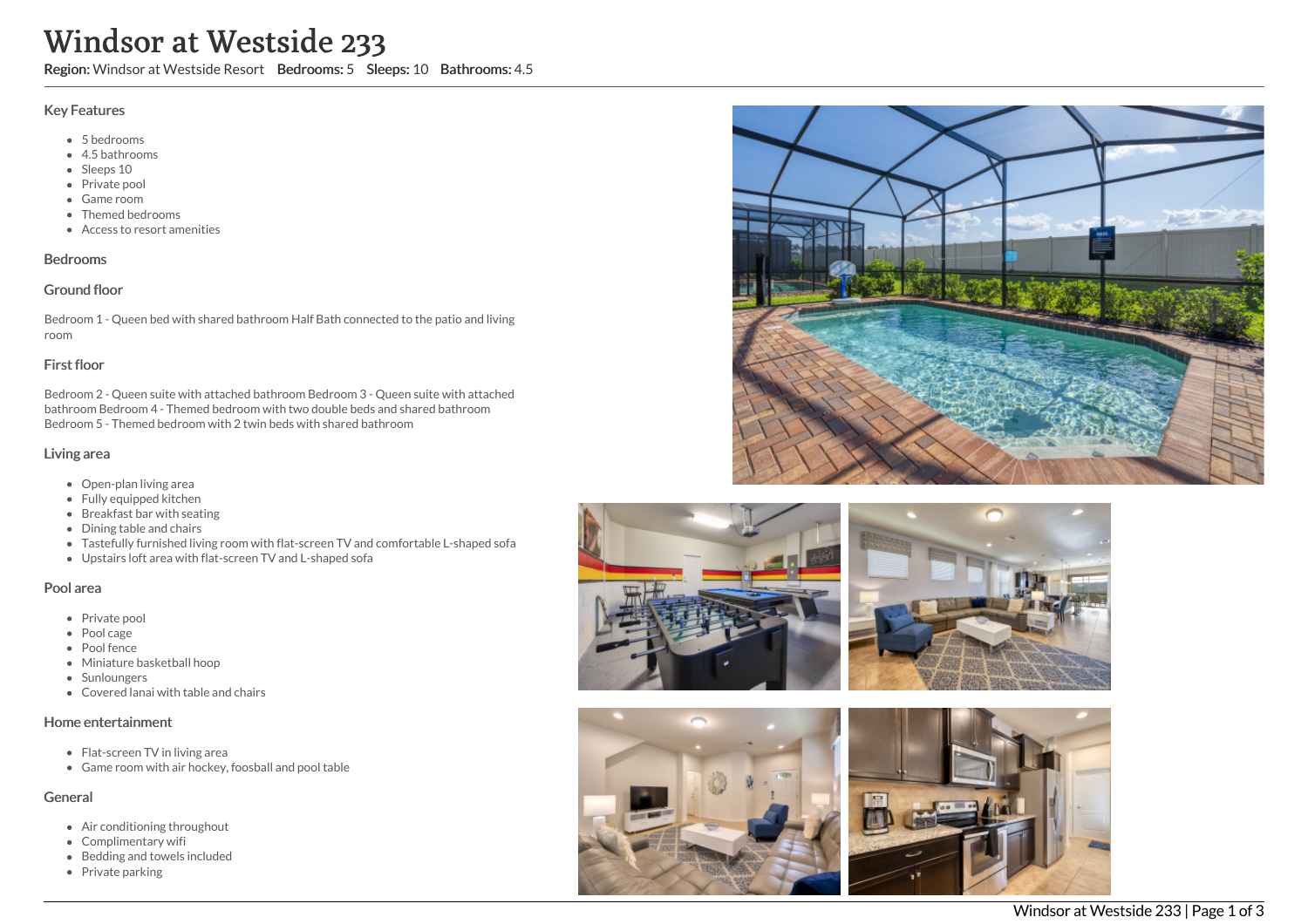# Windsor at Westside 233

**Region:** Windsor at Westside Resort **Bedrooms:** 5 **Sleeps:** 10 **Bathrooms:** 4.5

## Key Features

- 5 bedrooms
- 4.5 bathrooms
- Sleeps 10
- Private pool
- Game room
- Themed bedrooms
- Access to resort amenities

## Bedrooms

### Ground floor

Bedroom 1 - Queen bed with shared bathroom Half Bath connected to the patio and living room

### First floor

Bedroom 2 - Queen suite with attached bathroom Bedroom 3 - Queen suite with attached bathroom Bedroom 4 - Themed bedroom with two double beds and shared bathroom Bedroom 5 - Themed bedroom with 2 twin beds with shared bathroom

## Living area

- Open-plan living area
- Fully equipped kitchen
- Breakfast bar with seating
- Dining table and chairs
- Tastefully furnished living room with flat-screen TV and comfortable L-shaped sofa
- Upstairs loft area with flat-screen TV and L-shaped sofa

## Pool area

- Private pool
- Pool cage
- Pool fence
- Miniature basketball hoop
- Sunloungers
- Covered lanai with table and chairs

## Home entertainment

- Flat-screen TV in living area
- Game room with air hockey, foosball and pool table

## General

- Air conditioning throughout
- Complimentary wifi
- Bedding and towels included
- Private parking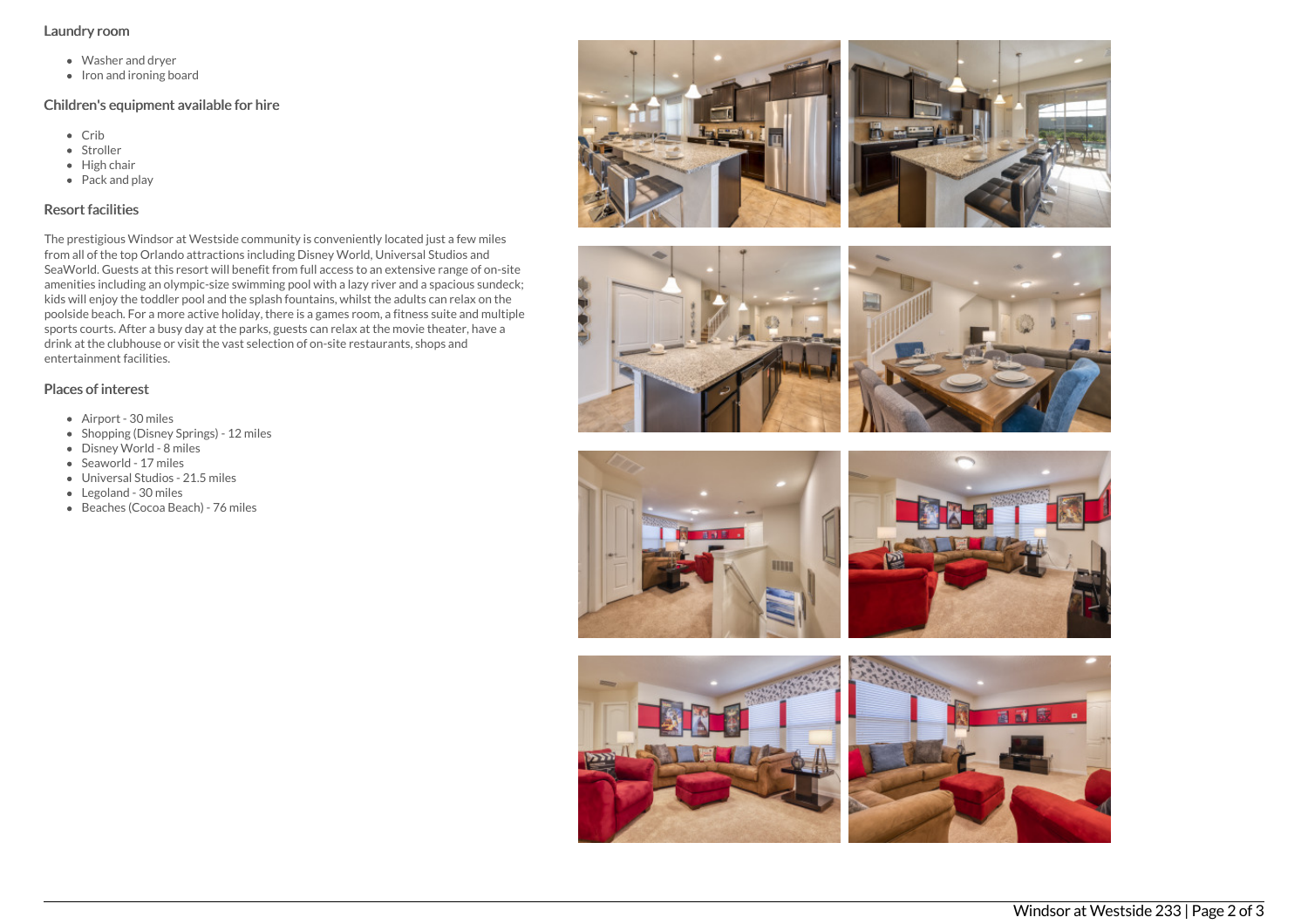## Laundry room

- Washer and dryer
- Iron and ironing board

## Children's equipment available for hire

- Crib
- Stroller
- High chair
- Pack and play

## Resort facilities

The prestigious Windsor at Westside community is conveniently located just a few miles from all of the top Orlando attractions including Disney World, Universal Studios and SeaWorld. Guests at this resort will benefit from full access to an extensive range of on-site amenities including an olympic-size swimming pool with a lazy river and a spacious sundeck; kids will enjoy the toddler pool and the splash fountains, whilst the adults can relax on the poolside beach. For a more active holiday, there is a games room, a fitness suite and multiple sports courts. After a busy day at the parks, guests can relax at the movie theater, have a drink at the clubhouse or visit the vast selection of on-site restaurants, shops and entertainment facilities.

## Places of interest

- Airport - 30 miles
- Shopping (Disney Springs) - 12 miles
- Disney World - 8 miles
- Seaworld - 17 miles
- Universal Studios - 21.5 miles
- Legoland - 30 miles
- Beaches (Cocoa Beach) - 76 miles